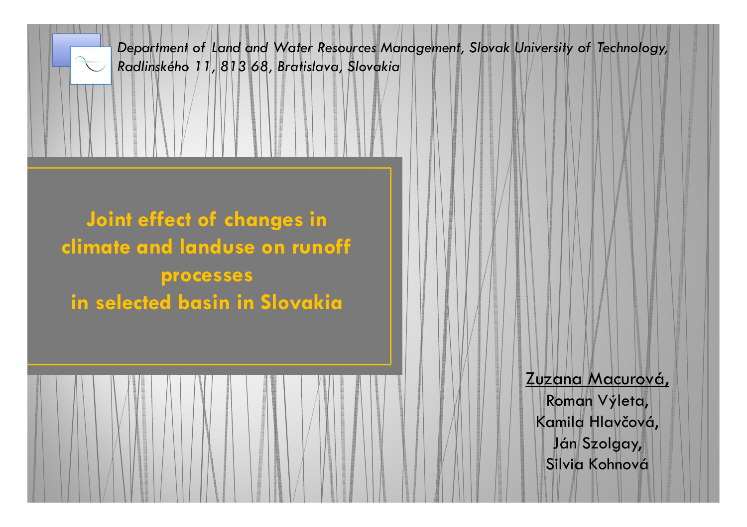*Department of Land and Water Resources Management, Slovak University of Technology, Radlinského 11, 813 68, Bratislava, Slovakia*

# Joint effect of changes in climate and landuse on runoff processes in selected basin in Slovakia

<u>Zuzana Macurová,</u>
Roman Výleta,
Kamila Hlavčová,
Ján Szolgay,
Silvia Kohnová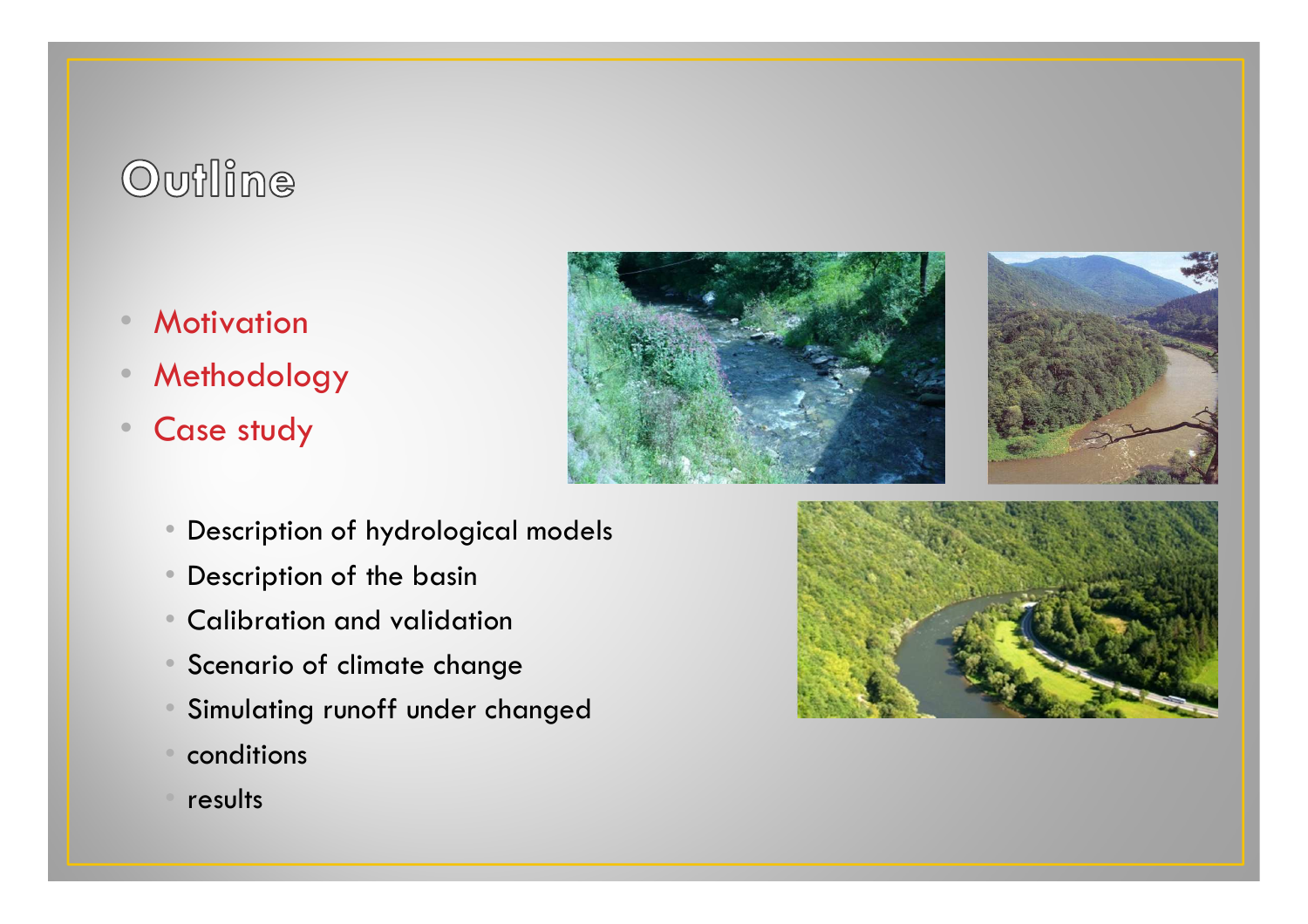# Outline

- Motivation
- Methodology
- Case study
    - Description of hydrological models
    - Description of the basin
    - Calibration and validation
    - Scenario of climate change
    - Simulating runoff under changed
    - conditions
    - results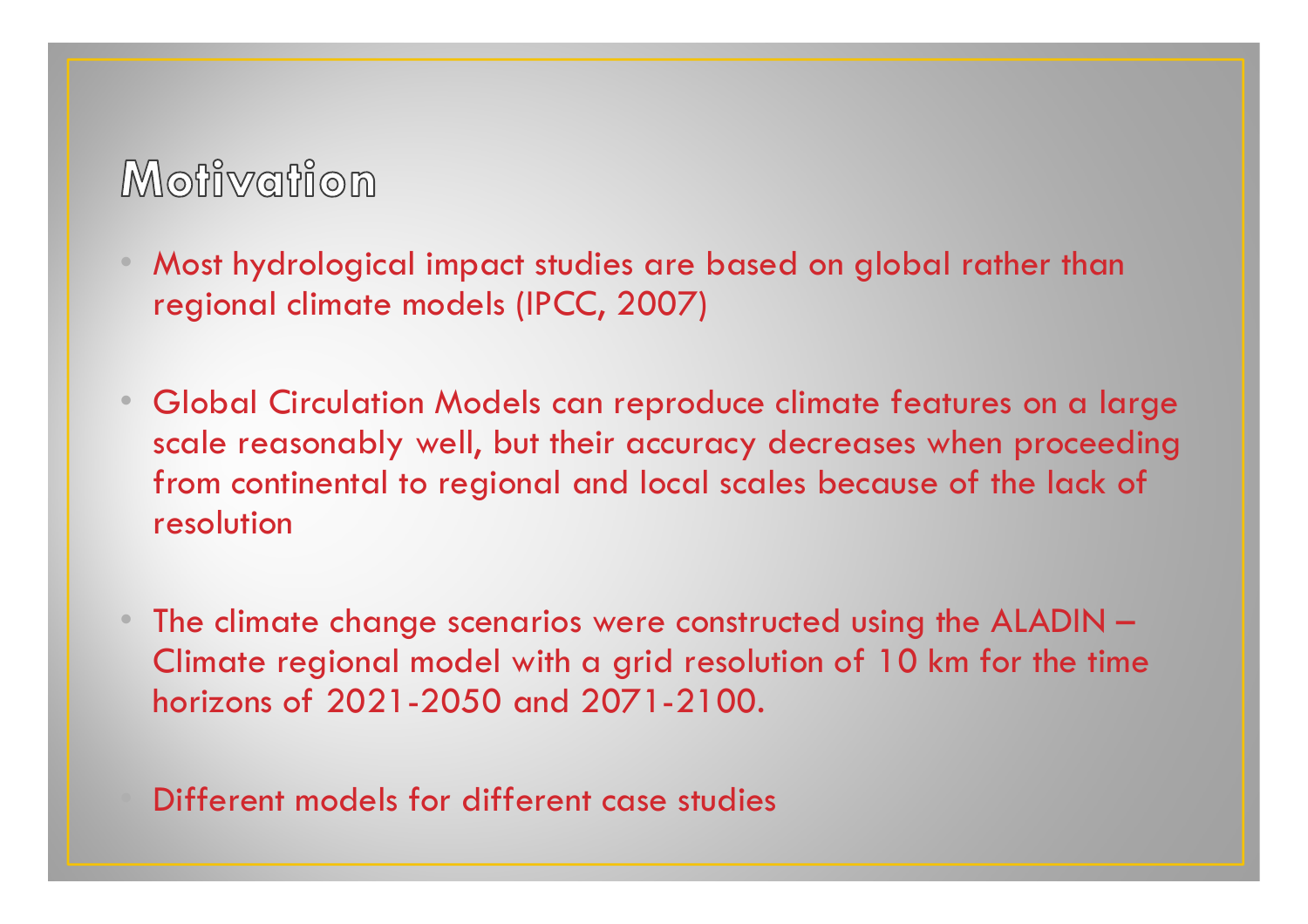## Motivation

- Most hydrological impact studies are based on global rather than regional climate models (IPCC, 2007)

- Global Circulation Models can reproduce climate features on a large scale reasonably well, but their accuracy decreases when proceeding from continental to regional and local scales because of the lack of resolution

- The climate change scenarios were constructed using the ALADIN – Climate regional model with a grid resolution of 10 km for the time horizons of 2021-2050 and 2071-2100.

- Different models for different case studies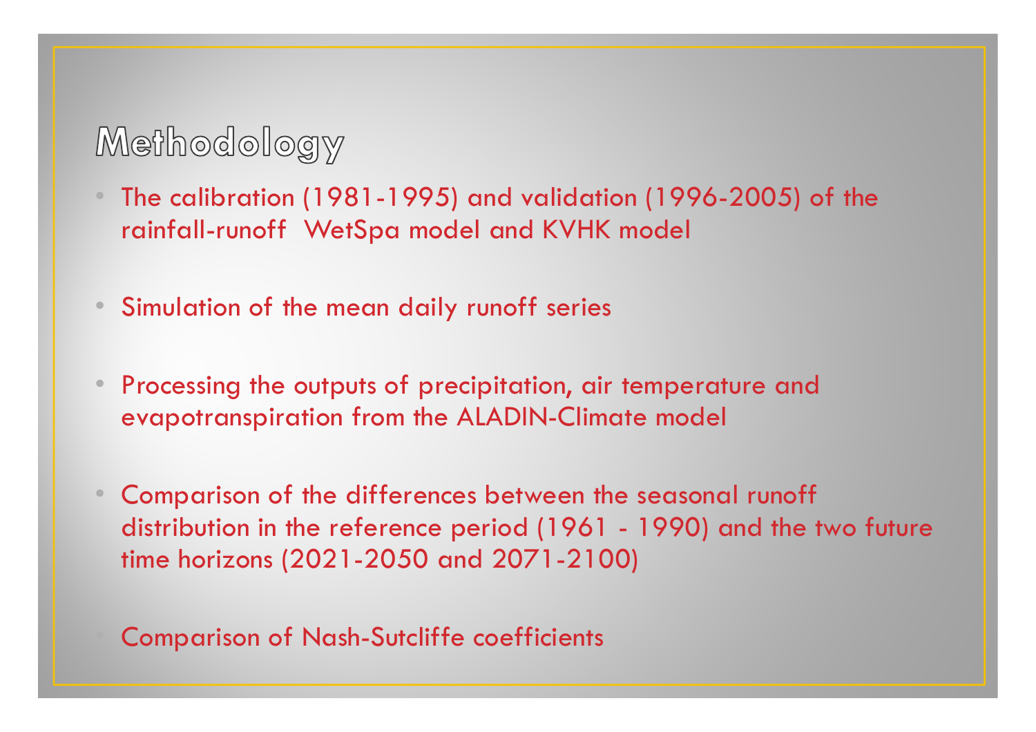# Methodology

- The calibration (1981-1995) and validation (1996-2005) of the rainfall-runoff  WetSpa model and KVHK model
- Simulation of the mean daily runoff series
- Processing the outputs of precipitation, air temperature and evapotranspiration from the ALADIN-Climate model
- Comparison of the differences between the seasonal runoff distribution in the reference period (1961 - 1990) and the two future time horizons (2021-2050 and 2071-2100)
- Comparison of Nash-Sutcliffe coefficients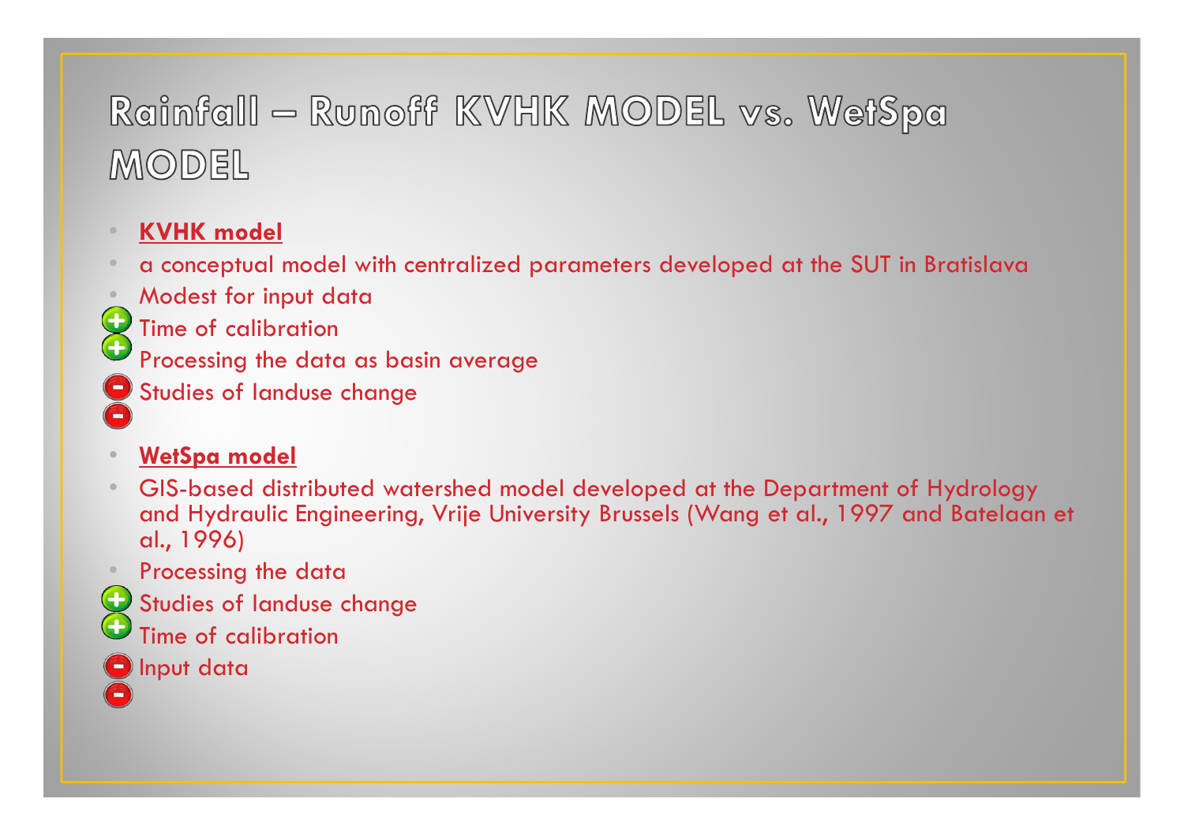# Rainfall – Runoff KVHK MODEL vs. WetSpa MODEL

- **KVHK model**
- a conceptual model with centralized parameters developed at the SUT in Bratislava
- Modest for input data
- Time of calibration
- Processing the data as basin average
- Studies of landuse change

- **WetSpa model**
- GIS-based distributed watershed model developed at the Department of Hydrology and Hydraulic Engineering, Vrije University Brussels (Wang et al., 1997 and Batelaan et al., 1996)
- Processing the data
- Studies of landuse change
- Time of calibration
- Input data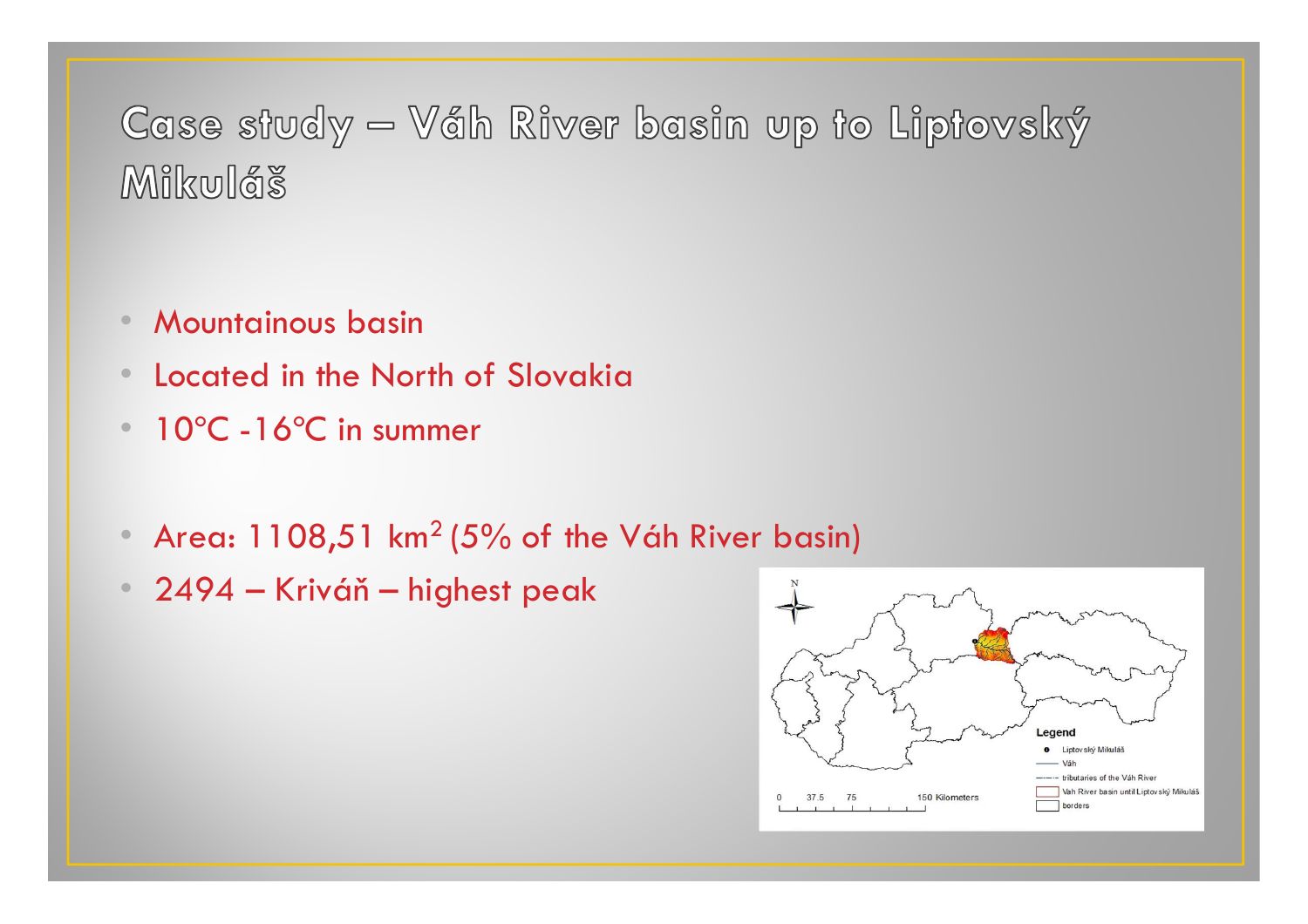# Case study – Váh River basin up to Liptovský Mikuláš

- Mountainous basin
- Located in the North of Slovakia
- 10°C -16°C in summer

- Area: 1108,51 $km^2$ (5% of the Váh River basin)
- 2494 – Kriváň – highest peak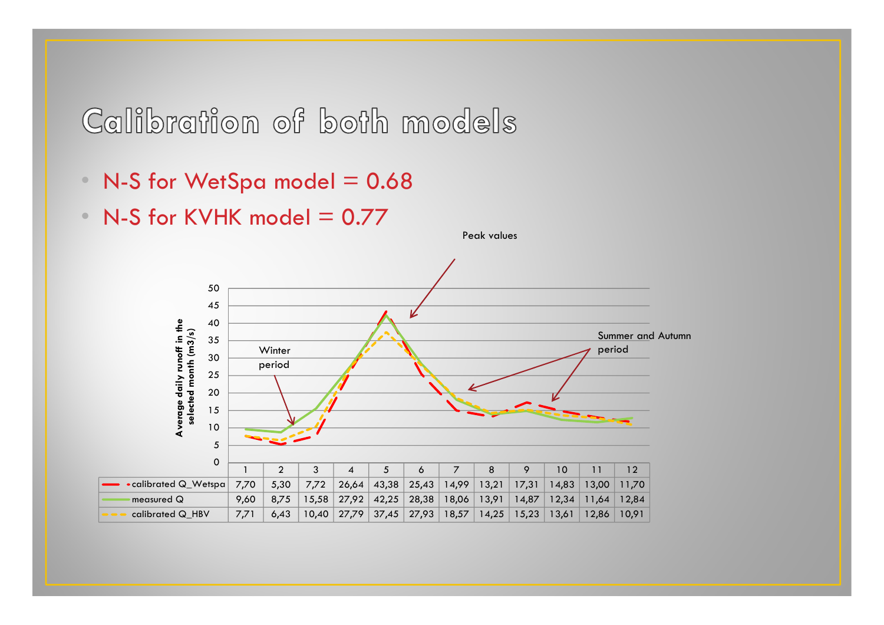# Calibration of both models

- N-S for WetSpa model = 0.68
- N-S for KVHK model = 0.77

Peak values

Winter period

Summer and Autumn period

Average daily runoff in the selected month (m3/s)

| | 1 | 2 | 3 | 4 | 5 | 6 | 7 | 8 | 9 | 10 | 11 | 12 |
|---|---|---|---|---|---|---|---|---|---|---|---|---|
| calibrated Q_Wetspa | 7,70 | 5,30 | 7,72 | 26,64 | 43,38 | 25,43 | 14,99 | 13,21 | 17,31 | 14,83 | 13,00 | 11,70 |
| measured Q | 9,60 | 8,75 | 15,58 | 27,92 | 42,25 | 28,38 | 18,06 | 13,91 | 14,87 | 12,34 | 11,64 | 12,84 |
| calibrated Q_HBV | 7,71 | 6,43 | 10,40 | 27,79 | 37,45 | 27,93 | 18,57 | 14,25 | 15,23 | 13,61 | 12,86 | 10,91 |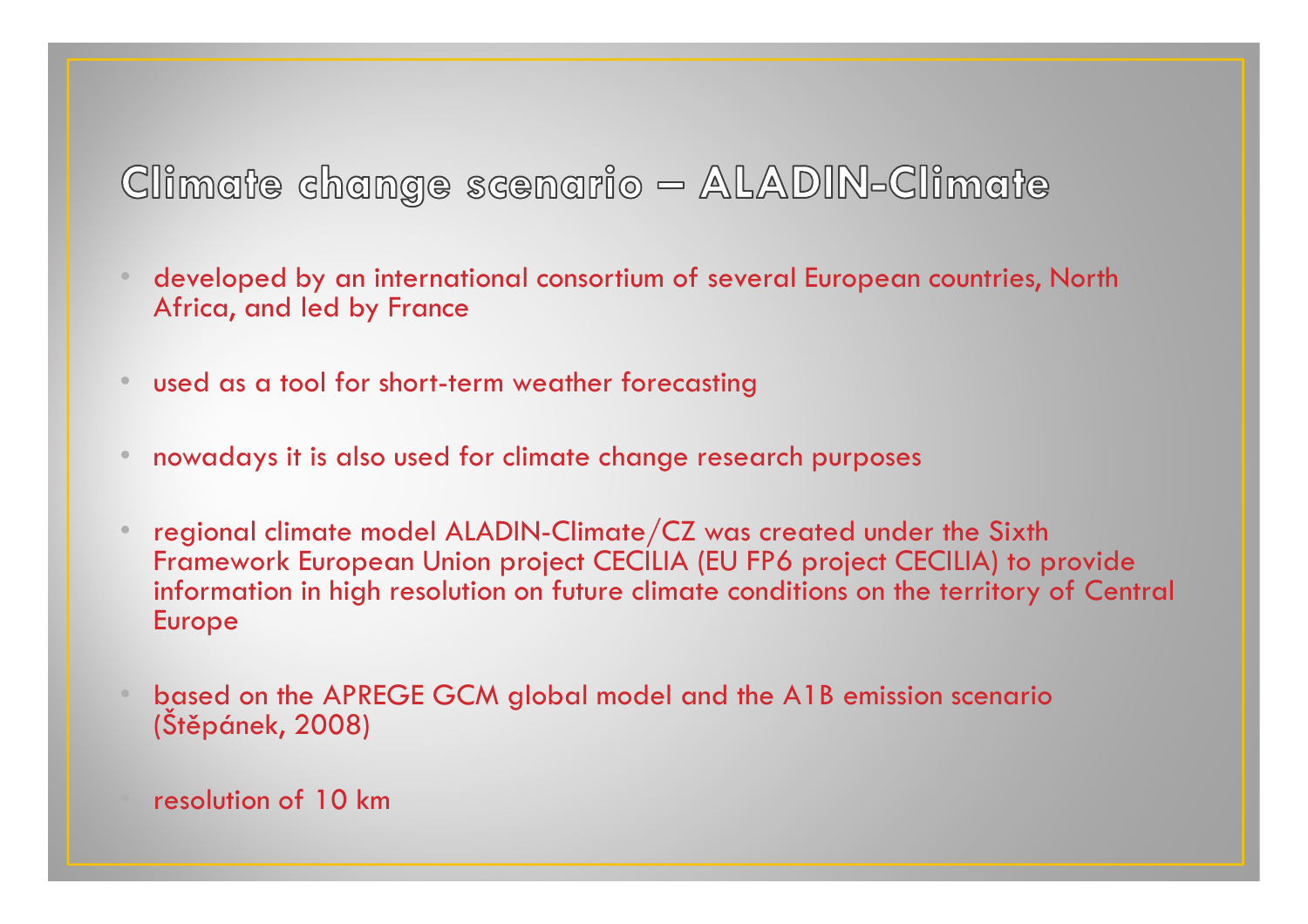## Climate change scenario – ALADIN-Climate

- developed by an international consortium of several European countries, North Africa, and led by France
- used as a tool for short-term weather forecasting
- nowadays it is also used for climate change research purposes
- regional climate model ALADIN-Climate/CZ was created under the Sixth Framework European Union project CECILIA (EU FP6 project CECILIA) to provide information in high resolution on future climate conditions on the territory of Central Europe
- based on the APREGE GCM global model and the A1B emission scenario (Štěpánek, 2008)
- resolution of 10 km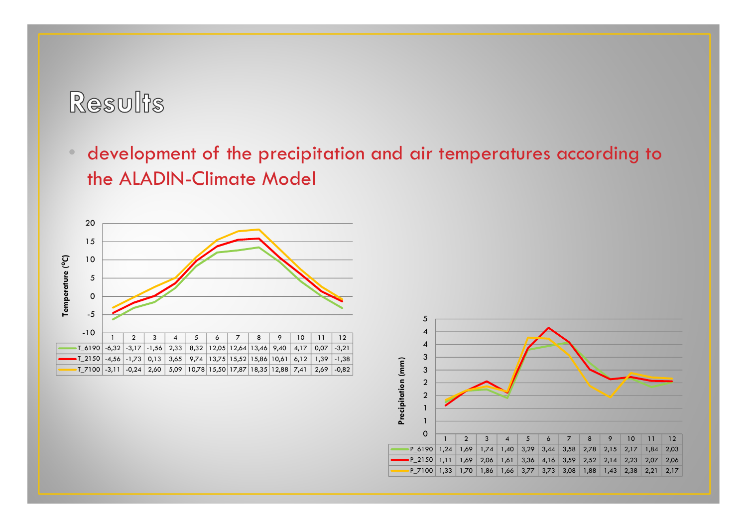# Results

- development of the precipitation and air temperatures according to the ALADIN-Climate Model

Temperature (°C)

| | 1 | 2 | 3 | 4 | 5 | 6 | 7 | 8 | 9 | 10 | 11 | 12 |
|---|---|---|---|---|---|---|---|---|---|---|---|---|
| T_6190 | -6,32 | -3,17 | -1,56 | 2,33 | 8,32 | 12,05 | 12,64 | 13,46 | 9,40 | 4,17 | 0,07 | -3,21 |
| T_2150 | -4,56 | -1,73 | 0,13 | 3,65 | 9,74 | 13,75 | 15,52 | 15,86 | 10,61 | 6,12 | 1,39 | -1,38 |
| T_7100 | -3,11 | -0,24 | 2,60 | 5,09 | 10,78 | 15,50 | 17,87 | 18,35 | 12,88 | 7,41 | 2,69 | -0,82 |

Precipitation (mm)

| | 1 | 2 | 3 | 4 | 5 | 6 | 7 | 8 | 9 | 10 | 11 | 12 |
|---|---|---|---|---|---|---|---|---|---|---|---|---|
| P_6190 | 1,24 | 1,69 | 1,74 | 1,40 | 3,29 | 3,44 | 3,58 | 2,78 | 2,15 | 2,17 | 1,84 | 2,03 |
| P_2150 | 1,11 | 1,69 | 2,06 | 1,61 | 3,36 | 4,16 | 3,59 | 2,52 | 2,14 | 2,23 | 2,07 | 2,06 |
| P_7100 | 1,33 | 1,70 | 1,86 | 1,66 | 3,77 | 3,73 | 3,08 | 1,88 | 1,43 | 2,38 | 2,21 | 2,17 |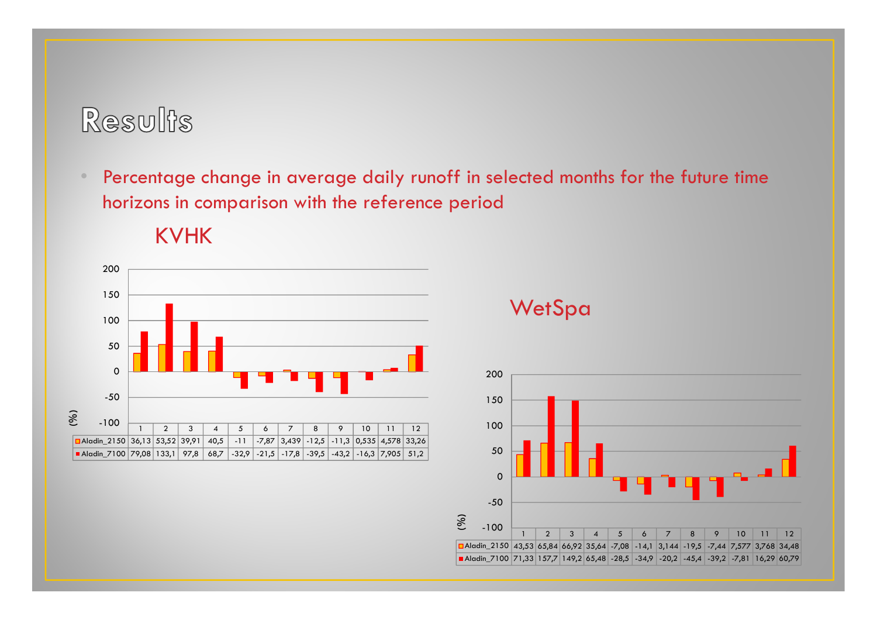# Results

- Percentage change in average daily runoff in selected months for the future time horizons in comparison with the reference period

## KVHK

(%)

| | 1 | 2 | 3 | 4 | 5 | 6 | 7 | 8 | 9 | 10 | 11 | 12 |
|---|---|---|---|---|---|---|---|---|---|---|---|---|
| Aladin_2150 | 36,13 | 53,52 | 39,91 | 40,5 | -11 | -7,87 | 3,439 | -12,5 | -11,3 | 0,535 | 4,578 | 33,26 |
| Aladin_7100 | 79,08 | 133,1 | 97,8 | 68,7 | -32,9 | -21,5 | -17,8 | -39,5 | -43,2 | -16,3 | 7,905 | 51,2 |

## WetSpa

(%)

| | 1 | 2 | 3 | 4 | 5 | 6 | 7 | 8 | 9 | 10 | 11 | 12 |
|---|---|---|---|---|---|---|---|---|---|---|---|---|
| Aladin_2150 | 43,53 | 65,84 | 66,92 | 35,64 | -7,08 | -14,1 | 3,144 | -19,5 | -7,44 | 7,577 | 3,768 | 34,48 |
| Aladin_7100 | 71,33 | 157,7 | 149,2 | 65,48 | -28,5 | -34,9 | -20,2 | -45,4 | -39,2 | -7,81 | 16,29 | 60,79 |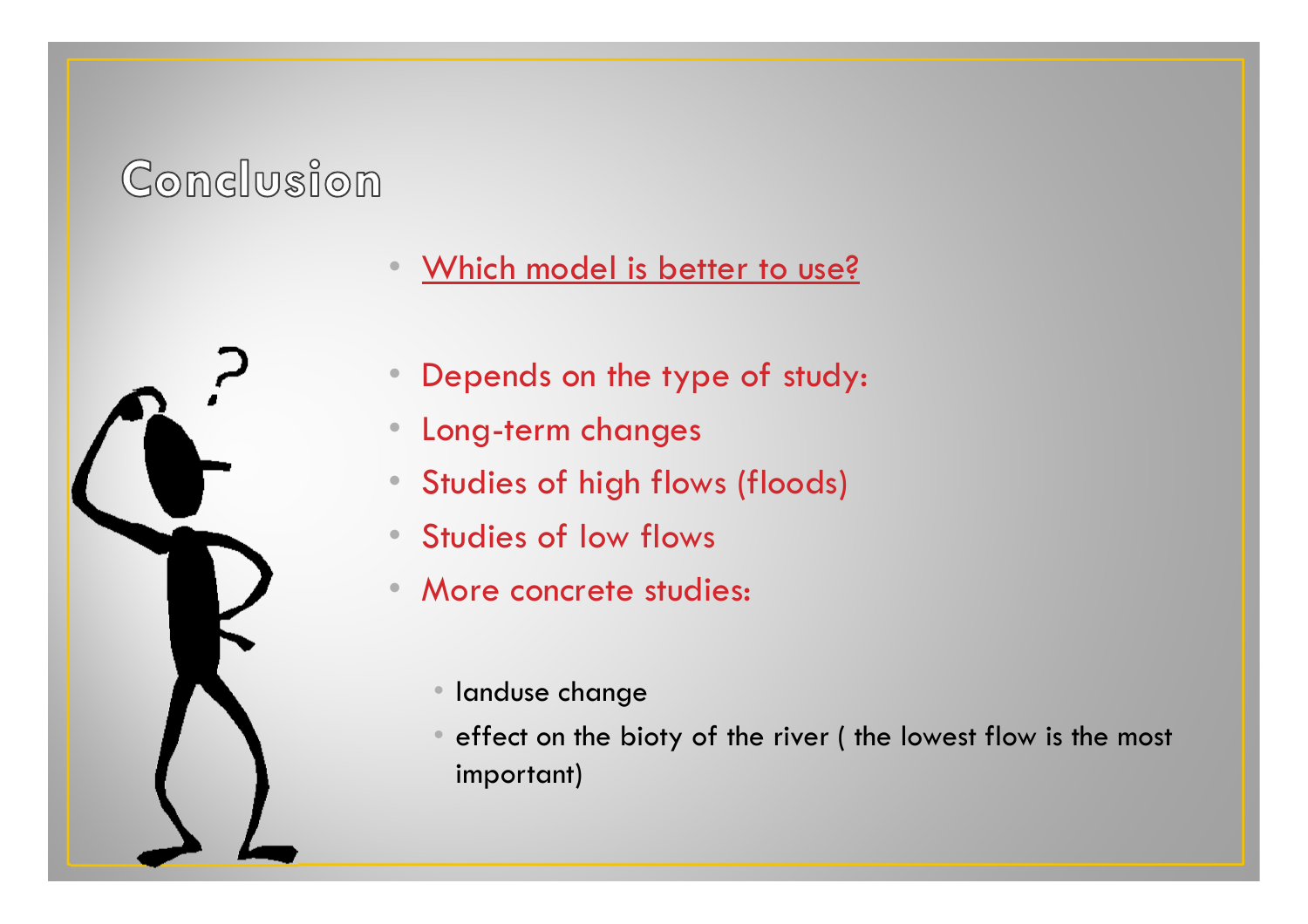# Conclusion

- Which model is better to use?

- Depends on the type of study:
- Long-term changes
- Studies of high flows (floods)
- Studies of low flows
- More concrete studies:

  - landuse change
  - effect on the bioty of the river ( the lowest flow is the most important)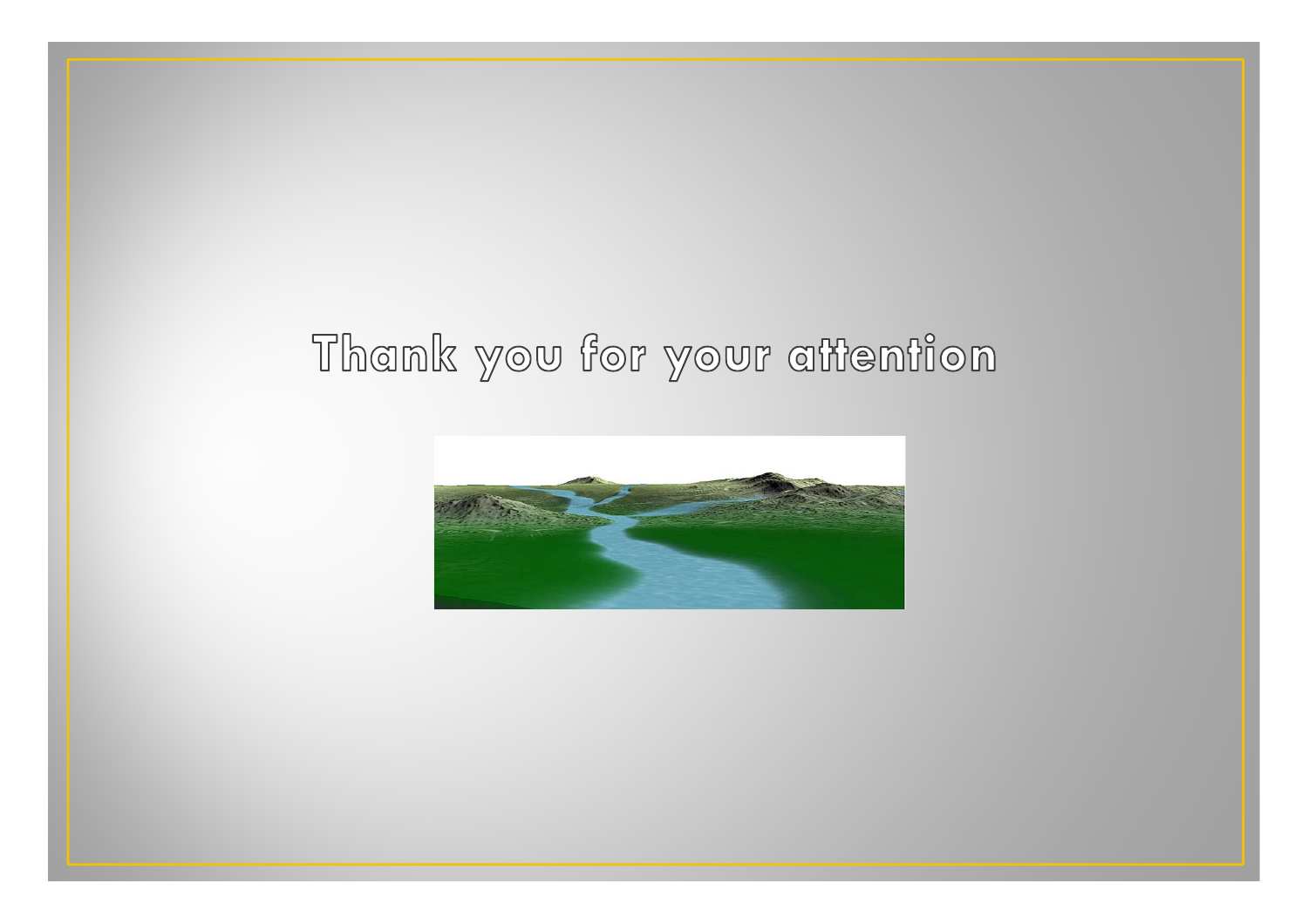Thank you for your attention